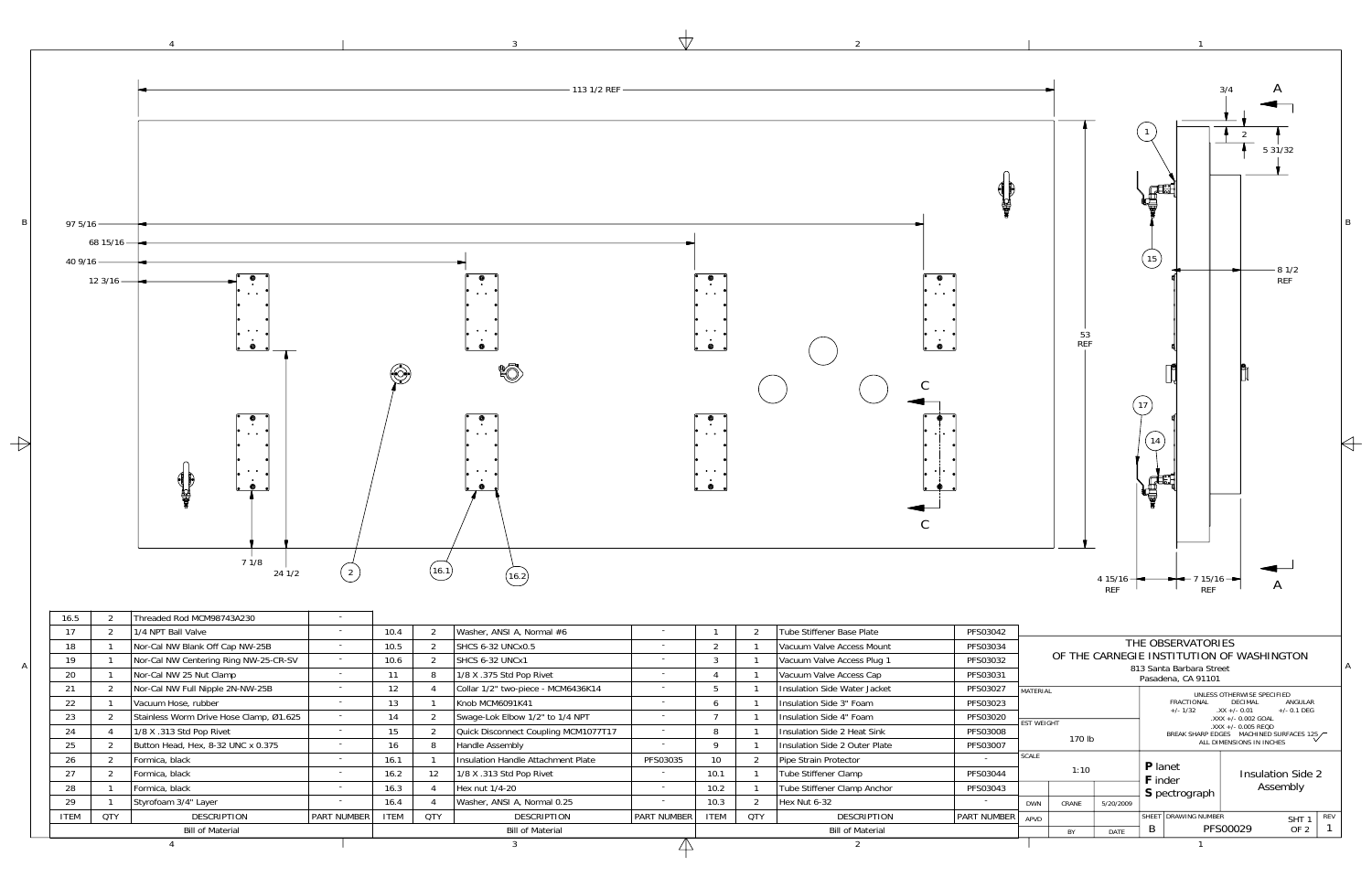113 1/2 REF

97 5/16

68 15/16

40 9/16

12 3/16

7 1/8

24 1/2

53 REF

C

C

3/4

A

2

5 31/32

8 1/2 REF

4 15/16 REF

7 15/16 REF

A

1

15

17

14

2

16.1

16.2

| ITEM | QTY | DESCRIPTION | PART NUMBER |
|---|---|---|---|
| 16.5 | 2 | Threaded Rod MCM98743A230 | - |
| 17 | 2 | 1/4 NPT Ball Valve | - |
| 18 | 1 | Nor-Cal NW Blank Off Cap NW-25B | - |
| 19 | 1 | Nor-Cal NW Centering Ring NW-25-CR-SV | - |
| 20 | 1 | Nor-Cal NW 25 Nut Clamp | - |
| 21 | 2 | Nor-Cal NW Full Nipple 2N-NW-25B | - |
| 22 | 1 | Vacuum Hose, rubber | - |
| 23 | 2 | Stainless Worm Drive Hose Clamp, Ø1.625 | - |
| 24 | 4 | 1/8 X .313 Std Pop Rivet | - |
| 25 | 2 | Button Head, Hex, 8-32 UNC x 0.375 | - |
| 26 | 2 | Formica, black | - |
| 27 | 2 | Formica, black | - |
| 28 | 1 | Formica, black | - |
| 29 | 1 | Styrofoam 3/4" Layer | - |

Bill of Material

| ITEM | QTY | DESCRIPTION | PART NUMBER |
|---|---|---|---|
| 10.4 | 2 | Washer, ANSI A, Normal #6 | - |
| 10.5 | 2 | SHCS 6-32 UNCx0.5 | - |
| 10.6 | 2 | SHCS 6-32 UNCx1 | - |
| 11 | 8 | 1/8 X .375 Std Pop Rivet | - |
| 12 | 4 | Collar 1/2" two-piece - MCM6436K14 | - |
| 13 | 1 | Knob MCM6091K41 | - |
| 14 | 2 | Swage-Lok Elbow 1/2" to 1/4 NPT | - |
| 15 | 2 | Quick Disconnect Coupling MCM1077T17 | - |
| 16 | 8 | Handle Assembly | - |
| 16.1 | 1 | Insulation Handle Attachment Plate | PFS03035 |
| 16.2 | 12 | 1/8 X .313 Std Pop Rivet | - |
| 16.3 | 4 | Hex nut 1/4-20 | - |
| 16.4 | 4 | Washer, ANSI A, Normal 0.25 | - |

Bill of Material

| ITEM | QTY | DESCRIPTION | PART NUMBER |
|---|---|---|---|
| 1 | 2 | Tube Stiffener Base Plate | PFS03042 |
| 2 | 1 | Vacuum Valve Access Mount | PFS03034 |
| 3 | 1 | Vacuum Valve Access Plug 1 | PFS03032 |
| 4 | 1 | Vacuum Valve Access Cap | PFS03031 |
| 5 | 1 | Insulation Side Water Jacket | PFS03027 |
| 6 | 1 | Insulation Side 3" Foam | PFS03023 |
| 7 | 1 | Insulation Side 4" Foam | PFS03020 |
| 8 | 1 | Insulation Side 2 Heat Sink | PFS03008 |
| 9 | 1 | Insulation Side 2 Outer Plate | PFS03007 |
| 10 | 2 | Pipe Strain Protector | - |
| 10.1 | 1 | Tube Stiffener Clamp | PFS03044 |
| 10.2 | 1 | Tube Stiffener Clamp Anchor | PFS03043 |
| 10.3 | 2 | Hex Nut 6-32 | - |

Bill of Material

THE OBSERVATORIES
OF THE CARNEGIE INSTITUTION OF WASHINGTON
813 Santa Barbara Street
Pasadena, CA 91101

MATERIAL

EST WEIGHT: 170 lb

SCALE: 1:10

UNLESS OTHERWISE SPECIFIED
FRACTIONAL +/- 1/32
DECIMAL .XX +/- 0.01, .XXX +/- 0.002 GOAL, .XXX +/- 0.005 REQD
ANGULAR +/- 0.1 DEG
BREAK SHARP EDGES MACHINED SURFACES 125
ALL DIMENSIONS IN INCHES

**P**lanet **F**inder **S**pectrograph

Insulation Side 2 Assembly

| DWN | CRANE | 5/20/2009 |
|---|---|---|
| APVD | | |
| | BY | DATE |

SHEET: B — DRAWING NUMBER: PFS00029 — SHT 1 OF 2 — REV 1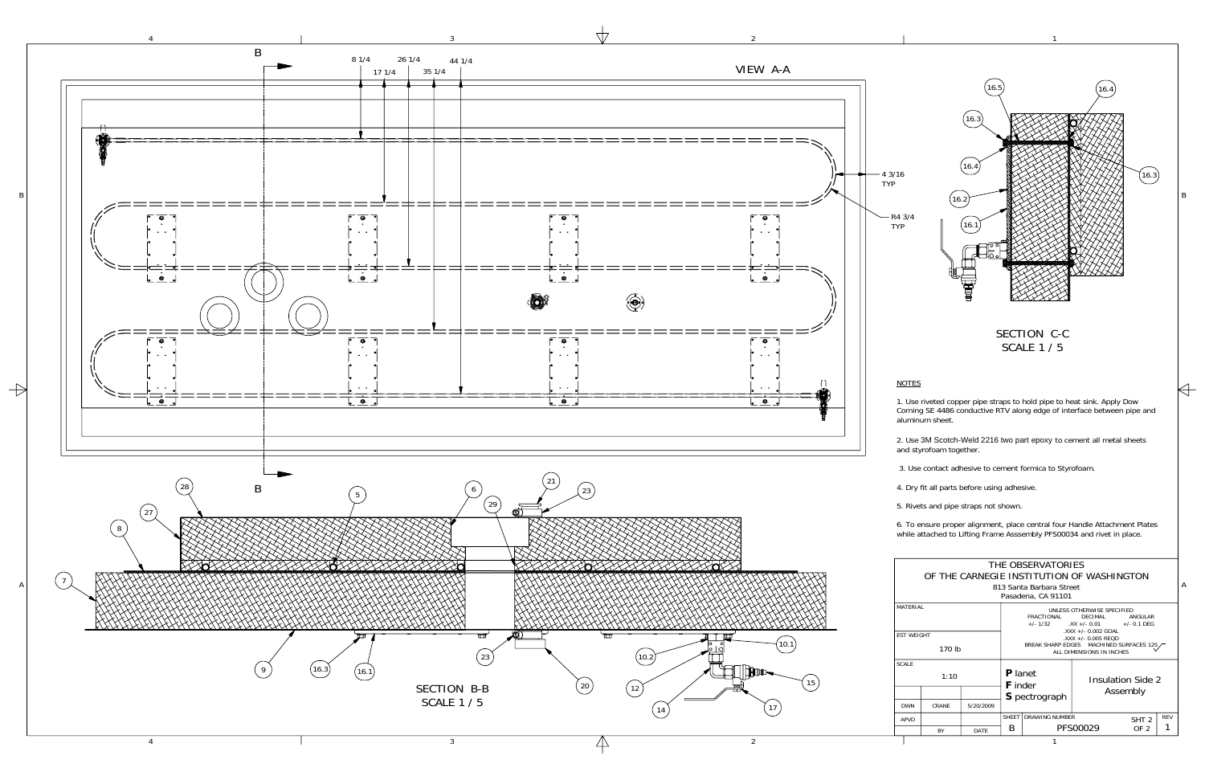VIEW A-A

8 1/4
17 1/4
26 1/4
35 1/4
44 1/4

4 3/16 TYP

R4 3/4 TYP

B

B

SECTION C-C
SCALE 1 / 5

16.5
16.4
16.3
16.4
16.3
16.2
16.1

SECTION B-B
SCALE 1 / 5

28
27
8
7
5
6
21
29
23
9
16.3
16.1
23
20
10.2
10.1
12
14
15
17

NOTES

1. Use riveted copper pipe straps to hold pipe to heat sink. Apply Dow Corning SE 4486 conductive RTV along edge of interface between pipe and aluminum sheet.

2. Use 3M Scotch-Weld 2216 two part epoxy to cement all metal sheets and styrofoam together.

3. Use contact adhesive to cement formica to Styrofoam.

4. Dry fit all parts before using adhesive.

5. Rivets and pipe straps not shown.

6. To ensure proper alignment, place central four Handle Attachment Plates while attached to Lifting Frame Asssembly PFS00034 and rivet in place.

THE OBSERVATORIES
OF THE CARNEGIE INSTITUTION OF WASHINGTON
813 Santa Barbara Street
Pasadena, CA 91101

| | | | | |
|---|---|---|---|---|
| MATERIAL | | | UNLESS OTHERWISE SPECIFIED<br>FRACTIONAL +/- 1/32<br>DECIMAL .XX +/- 0.01, .XXX +/- 0.002 GOAL, .XXX +/- 0.005 REQD<br>ANGULAR +/- 0.1 DEG<br>BREAK SHARP EDGES MACHINED SURFACES 125<br>ALL DIMENSIONS IN INCHES | |
| EST WEIGHT | 170 lb | | | |
| SCALE | 1:10 | | **P** lanet **F** inder **S** pectrograph | Insulation Side 2 Assembly |
| DWN | CRANE | 5/20/2009 | | |
| APVD | | | SHEET B | DRAWING NUMBER PFS00029 — SHT 2 OF 2 — REV 1 |
| | BY | DATE | | |